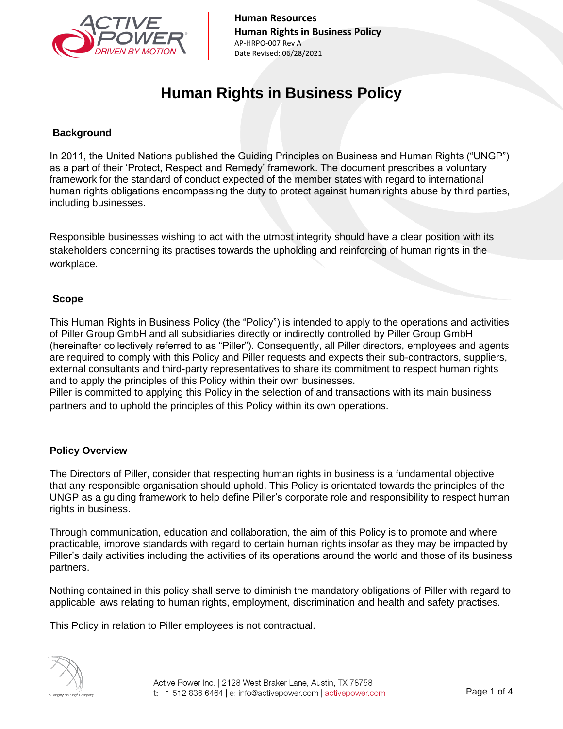# Human Rights in Business Policy

## Background

In 2011, the United Nations published the Guiding Principles on Business and Human Rights ("UNGP") as a part of their 'Protect, Respect and Remedy' framework. The document prescribes a voluntary framework for the standard of conduct expected of the member states with regard to international human rights obligations encompassing the duty to protect against human rights abuse by third parties, including businesses.

Responsible businesses wishing to act with the utmost integrity should have a clear position with its stakeholders concerning its practises towards the upholding and reinforcing of human rights in the workplace.

## Scope

This Human Rights in Business Policy (the "Policy") is intended to apply to the operations and activities of Piller Group GmbH and all subsidiaries directly or indirectly controlled by Piller Group GmbH (hereinafter collectively referred to as "Piller"). Consequently, all Piller directors, employees and agents are required to comply with this Policy and Piller requests and expects their sub-contractors, suppliers, external consultants and third-party representatives to share its commitment to respect human rights and to apply the principles of this Policy within their own businesses.
Piller is committed to applying this Policy in the selection of and transactions with its main business partners and to uphold the principles of this Policy within its own operations.

## Policy Overview

The Directors of Piller, consider that respecting human rights in business is a fundamental objective that any responsible organisation should uphold. This Policy is orientated towards the principles of the UNGP as a guiding framework to help define Piller's corporate role and responsibility to respect human rights in business.

Through communication, education and collaboration, the aim of this Policy is to promote and where practicable, improve standards with regard to certain human rights insofar as they may be impacted by Piller's daily activities including the activities of its operations around the world and those of its business partners.

Nothing contained in this policy shall serve to diminish the mandatory obligations of Piller with regard to applicable laws relating to human rights, employment, discrimination and health and safety practises.

This Policy in relation to Piller employees is not contractual.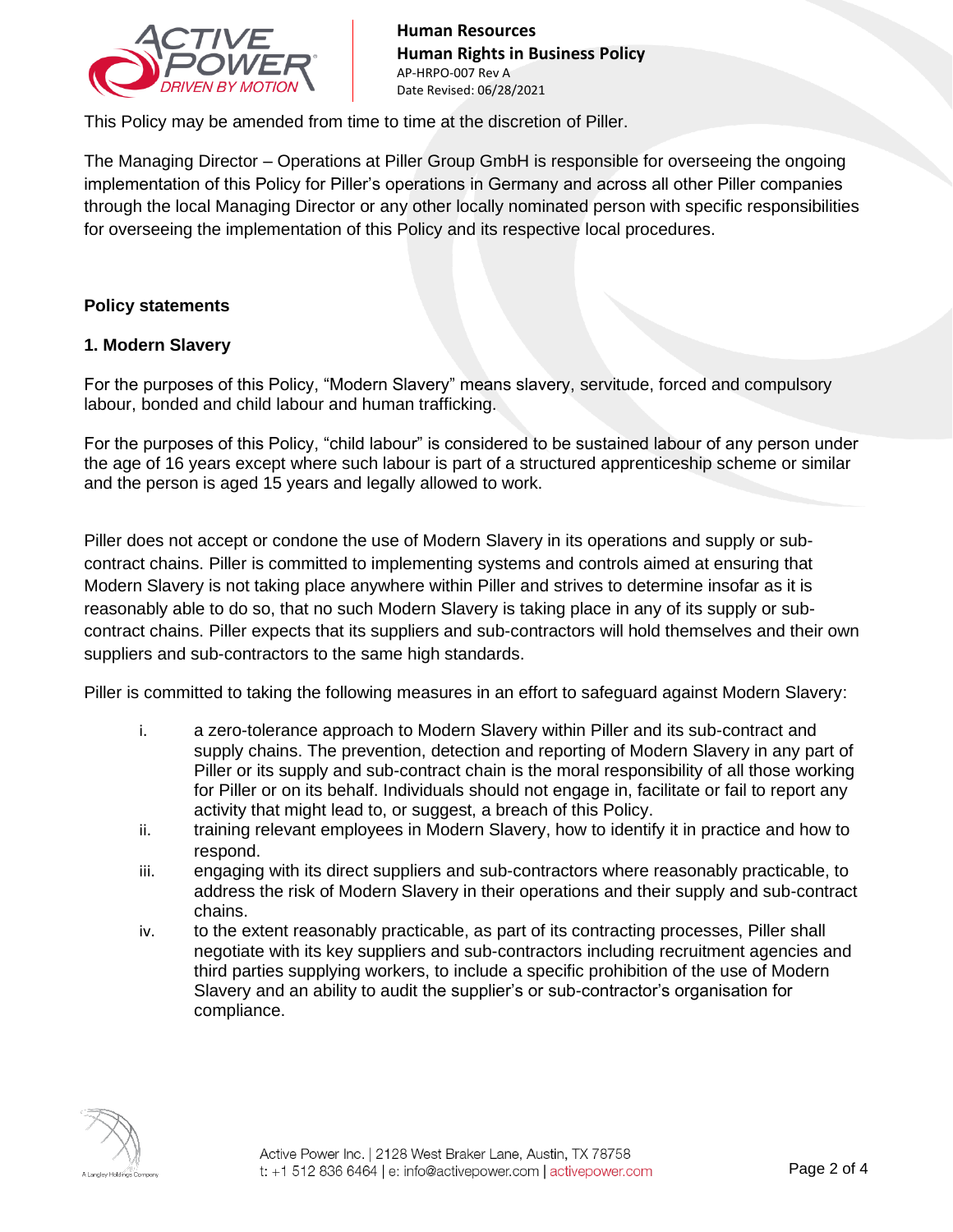This Policy may be amended from time to time at the discretion of Piller.

The Managing Director – Operations at Piller Group GmbH is responsible for overseeing the ongoing implementation of this Policy for Piller's operations in Germany and across all other Piller companies through the local Managing Director or any other locally nominated person with specific responsibilities for overseeing the implementation of this Policy and its respective local procedures.

## Policy statements

### 1. Modern Slavery

For the purposes of this Policy, "Modern Slavery" means slavery, servitude, forced and compulsory labour, bonded and child labour and human trafficking.

For the purposes of this Policy, "child labour" is considered to be sustained labour of any person under the age of 16 years except where such labour is part of a structured apprenticeship scheme or similar and the person is aged 15 years and legally allowed to work.

Piller does not accept or condone the use of Modern Slavery in its operations and supply or sub-contract chains. Piller is committed to implementing systems and controls aimed at ensuring that Modern Slavery is not taking place anywhere within Piller and strives to determine insofar as it is reasonably able to do so, that no such Modern Slavery is taking place in any of its supply or sub-contract chains. Piller expects that its suppliers and sub-contractors will hold themselves and their own suppliers and sub-contractors to the same high standards.

Piller is committed to taking the following measures in an effort to safeguard against Modern Slavery:

i. a zero-tolerance approach to Modern Slavery within Piller and its sub-contract and supply chains. The prevention, detection and reporting of Modern Slavery in any part of Piller or its supply and sub-contract chain is the moral responsibility of all those working for Piller or on its behalf. Individuals should not engage in, facilitate or fail to report any activity that might lead to, or suggest, a breach of this Policy.

ii. training relevant employees in Modern Slavery, how to identify it in practice and how to respond.

iii. engaging with its direct suppliers and sub-contractors where reasonably practicable, to address the risk of Modern Slavery in their operations and their supply and sub-contract chains.

iv. to the extent reasonably practicable, as part of its contracting processes, Piller shall negotiate with its key suppliers and sub-contractors including recruitment agencies and third parties supplying workers, to include a specific prohibition of the use of Modern Slavery and an ability to audit the supplier's or sub-contractor's organisation for compliance.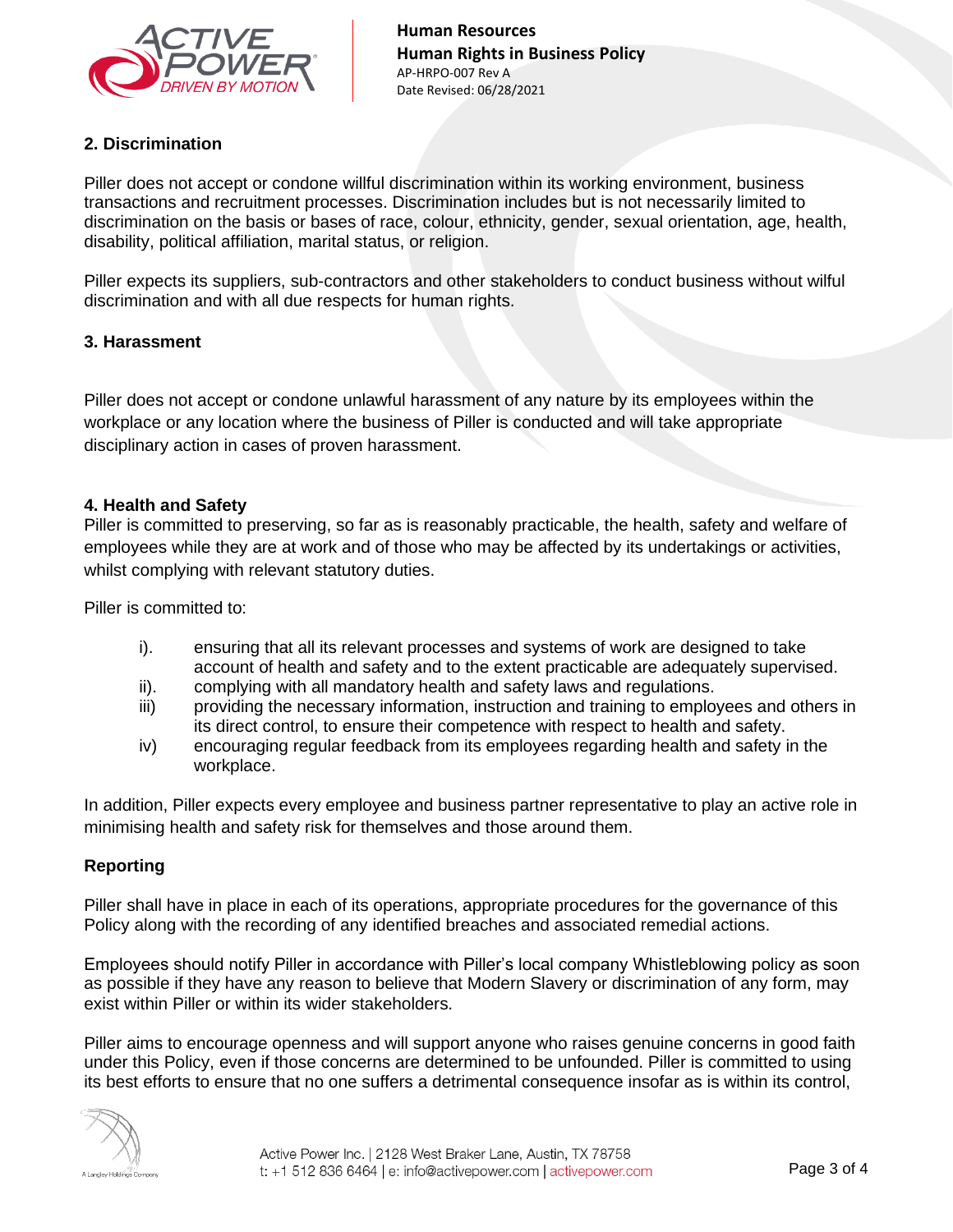## 2. Discrimination

Piller does not accept or condone willful discrimination within its working environment, business transactions and recruitment processes. Discrimination includes but is not necessarily limited to discrimination on the basis or bases of race, colour, ethnicity, gender, sexual orientation, age, health, disability, political affiliation, marital status, or religion.

Piller expects its suppliers, sub-contractors and other stakeholders to conduct business without wilful discrimination and with all due respects for human rights.

## 3. Harassment

Piller does not accept or condone unlawful harassment of any nature by its employees within the workplace or any location where the business of Piller is conducted and will take appropriate disciplinary action in cases of proven harassment.

## 4. Health and Safety

Piller is committed to preserving, so far as is reasonably practicable, the health, safety and welfare of employees while they are at work and of those who may be affected by its undertakings or activities, whilst complying with relevant statutory duties.

Piller is committed to:

- i). ensuring that all its relevant processes and systems of work are designed to take account of health and safety and to the extent practicable are adequately supervised.
- ii). complying with all mandatory health and safety laws and regulations.
- iii) providing the necessary information, instruction and training to employees and others in its direct control, to ensure their competence with respect to health and safety.
- iv) encouraging regular feedback from its employees regarding health and safety in the workplace.

In addition, Piller expects every employee and business partner representative to play an active role in minimising health and safety risk for themselves and those around them.

## Reporting

Piller shall have in place in each of its operations, appropriate procedures for the governance of this Policy along with the recording of any identified breaches and associated remedial actions.

Employees should notify Piller in accordance with Piller's local company Whistleblowing policy as soon as possible if they have any reason to believe that Modern Slavery or discrimination of any form, may exist within Piller or within its wider stakeholders.

Piller aims to encourage openness and will support anyone who raises genuine concerns in good faith under this Policy, even if those concerns are determined to be unfounded. Piller is committed to using its best efforts to ensure that no one suffers a detrimental consequence insofar as is within its control,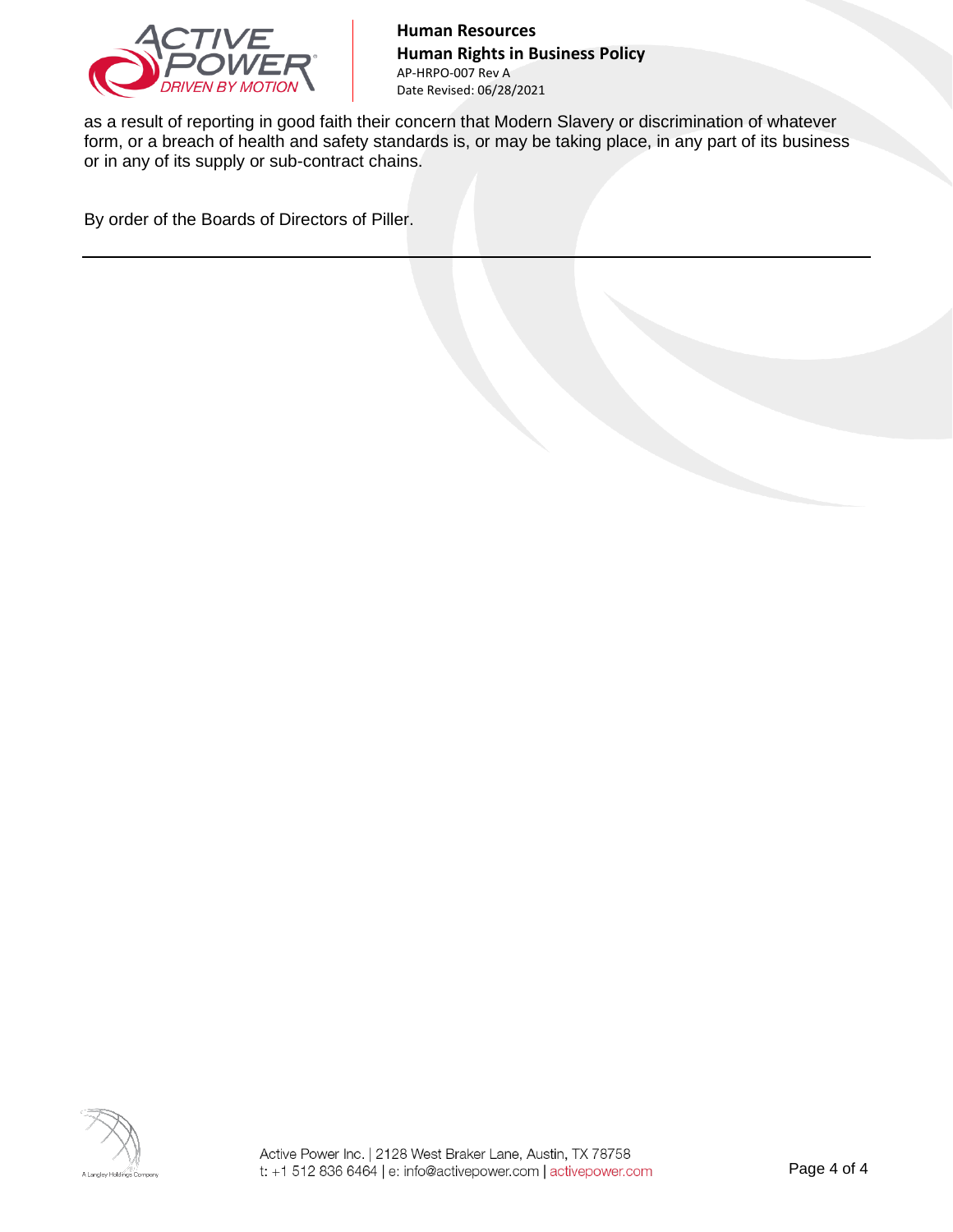as a result of reporting in good faith their concern that Modern Slavery or discrimination of whatever form, or a breach of health and safety standards is, or may be taking place, in any part of its business or in any of its supply or sub-contract chains.

By order of the Boards of Directors of Piller.

---